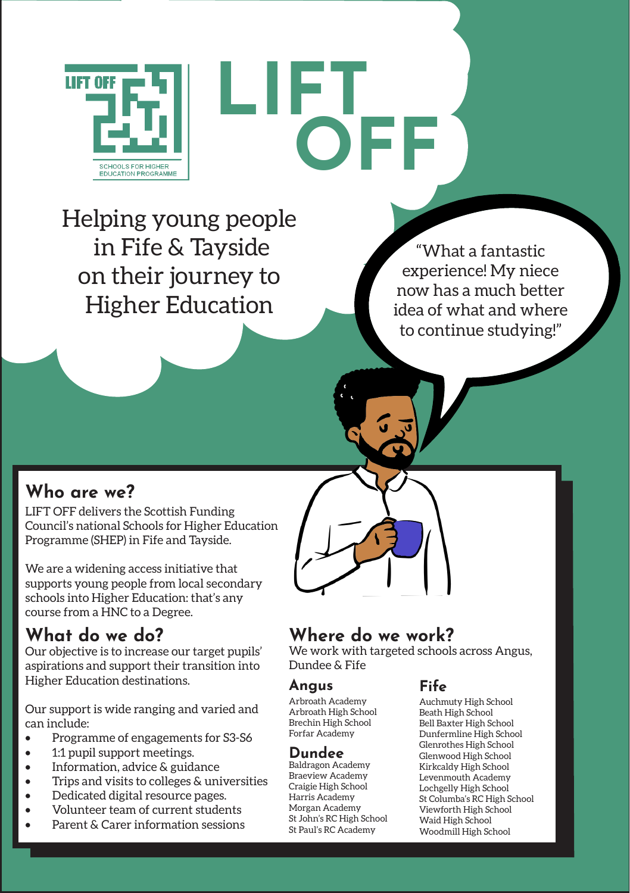# LIFT OFF

LIFT OFF SCHOOLS FOR HIGHER EDUCATION PROGRAMME

Helping young people in Fife & Tayside on their journey to Higher Education

"What a fantastic experience! My niece now has a much better idea of what and where to continue studying!"

## Who are we?

LIFT OFF delivers the Scottish Funding Council's national Schools for Higher Education Programme (SHEP) in Fife and Tayside.

We are a widening access initiative that supports young people from local secondary schools into Higher Education: that's any course from a HNC to a Degree.

## What do we do?

Our objective is to increase our target pupils' aspirations and support their transition into Higher Education destinations.

Our support is wide ranging and varied and can include:

- Programme of engagements for S3-S6
- 1:1 pupil support meetings.
- Information, advice & guidance
- Trips and visits to colleges & universities
- Dedicated digital resource pages.
- Volunteer team of current students
- Parent & Carer information sessions

## Where do we work?

We work with targeted schools across Angus, Dundee & Fife

### Angus

Arbroath Academy
Arbroath High School
Brechin High School
Forfar Academy

### Dundee

Baldragon Academy
Braeview Academy
Craigie High School
Harris Academy
Morgan Academy
St John's RC High School
St Paul's RC Academy

### Fife

Auchmuty High School
Beath High School
Bell Baxter High School
Dunfermline High School
Glenrothes High School
Glenwood High School
Kirkcaldy High School
Levenmouth Academy
Lochgelly High School
St Columba's RC High School
Viewforth High School
Waid High School
Woodmill High School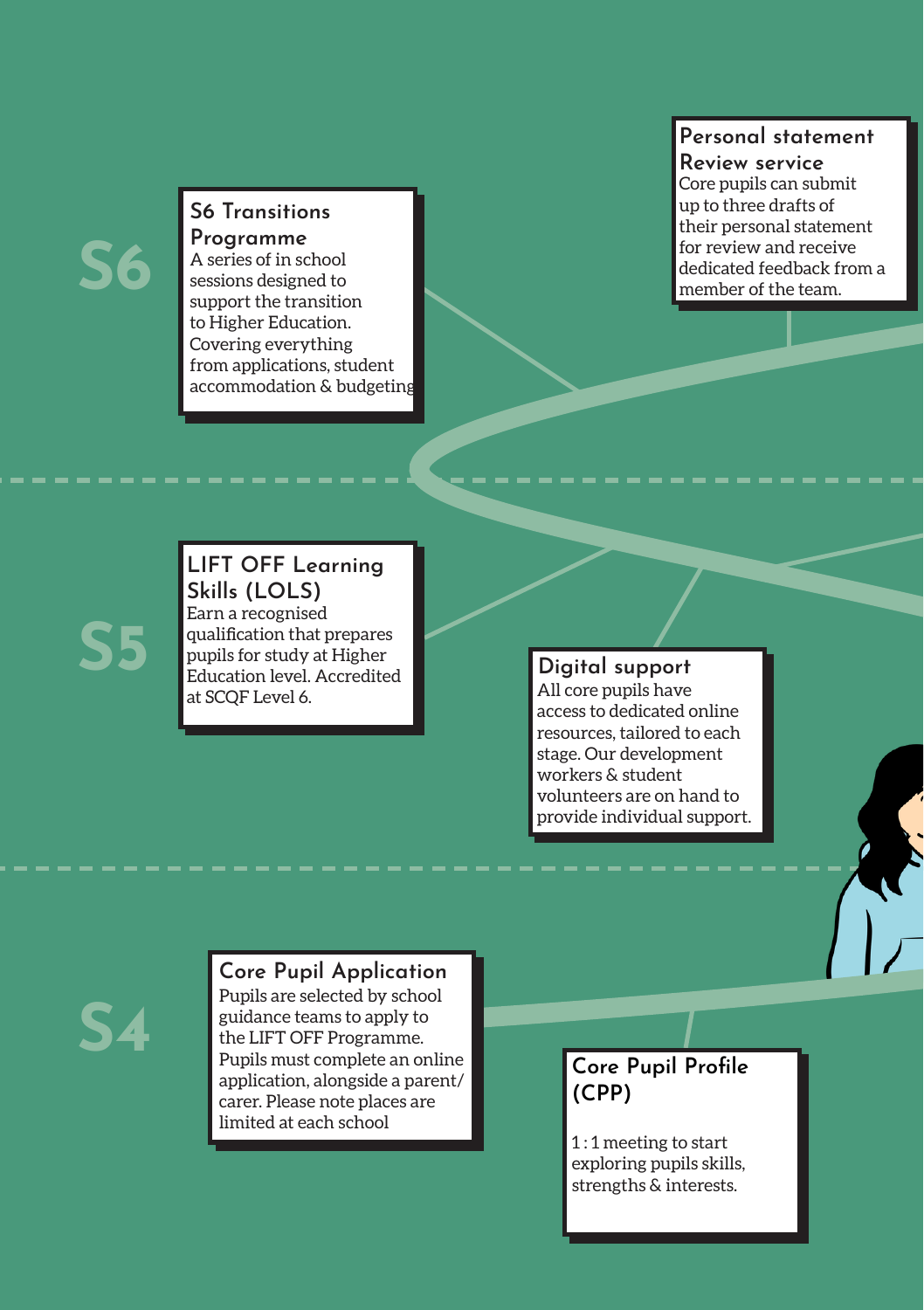## S6

### S6 Transitions Programme

A series of in school sessions designed to support the transition to Higher Education. Covering everything from applications, student accommodation & budgeting

### Personal statement Review service

Core pupils can submit up to three drafts of their personal statement for review and receive dedicated feedback from a member of the team.

## S5

### LIFT OFF Learning Skills (LOLS)

Earn a recognised qualification that prepares pupils for study at Higher Education level. Accredited at SCQF Level 6.

### Digital support

All core pupils have access to dedicated online resources, tailored to each stage. Our development workers & student volunteers are on hand to provide individual support.

## S4

### Core Pupil Application

Pupils are selected by school guidance teams to apply to the LIFT OFF Programme. Pupils must complete an online application, alongside a parent/carer. Please note places are limited at each school

### Core Pupil Profile (CPP)

1 : 1 meeting to start exploring pupils skills, strengths & interests.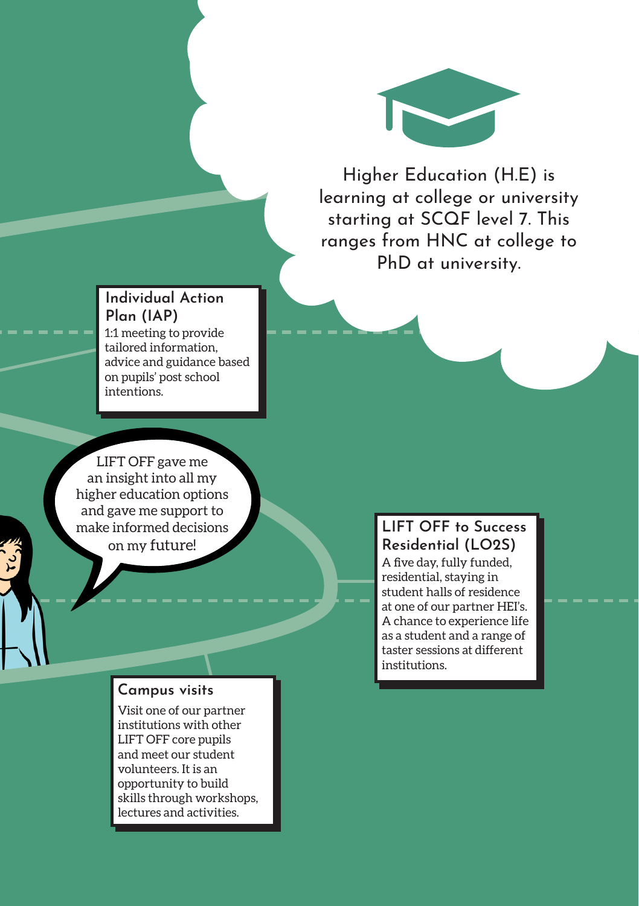Higher Education (H.E) is learning at college or university starting at SCQF level 7. This ranges from HNC at college to PhD at university.

### Individual Action Plan (IAP)

1:1 meeting to provide tailored information, advice and guidance based on pupils' post school intentions.

LIFT OFF gave me an insight into all my higher education options and gave me support to make informed decisions on my future!

### LIFT OFF to Success Residential (LO2S)

A five day, fully funded, residential, staying in student halls of residence at one of our partner HEI's. A chance to experience life as a student and a range of taster sessions at different institutions.

### Campus visits

Visit one of our partner institutions with other LIFT OFF core pupils and meet our student volunteers. It is an opportunity to build skills through workshops, lectures and activities.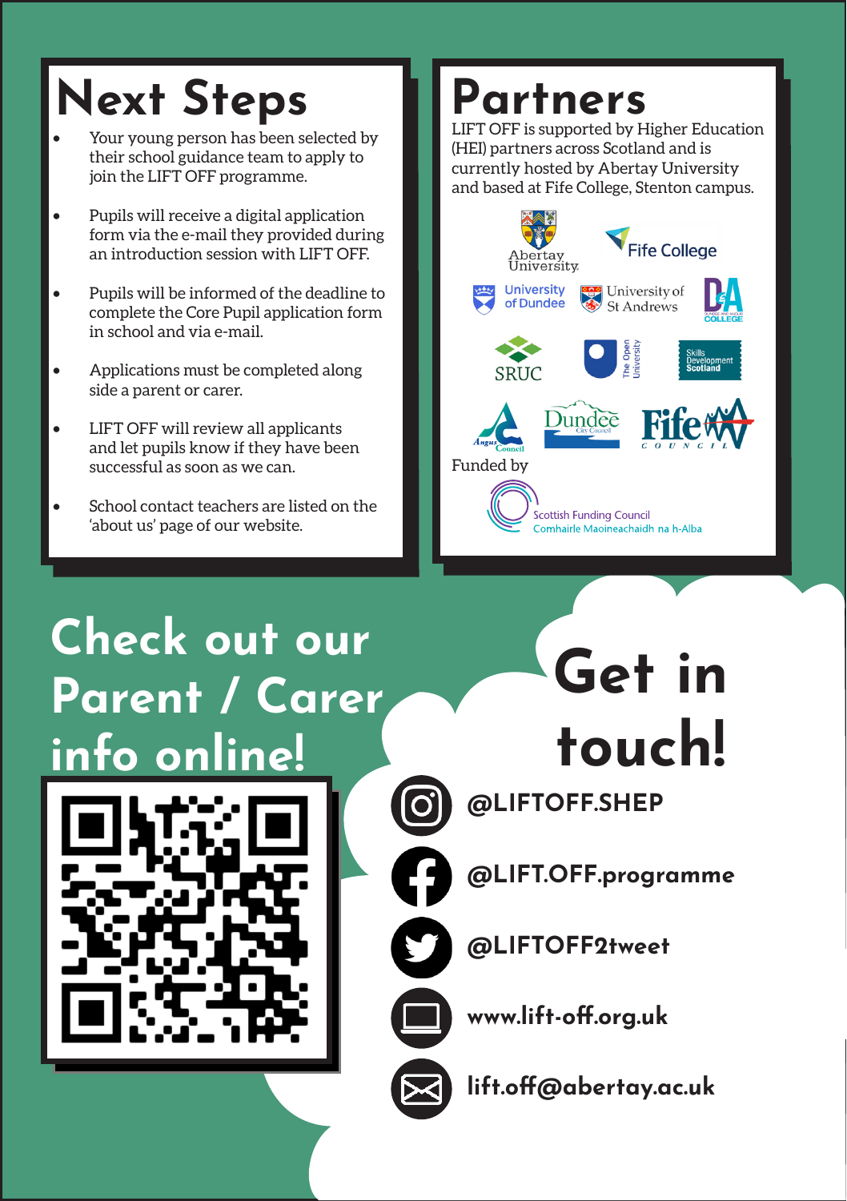## Next Steps

- Your young person has been selected by their school guidance team to apply to join the LIFT OFF programme.
- Pupils will receive a digital application form via the e-mail they provided during an introduction session with LIFT OFF.
- Pupils will be informed of the deadline to complete the Core Pupil application form in school and via e-mail.
- Applications must be completed along side a parent or carer.
- LIFT OFF will review all applicants and let pupils know if they have been successful as soon as we can.
- School contact teachers are listed on the 'about us' page of our website.

## Partners

LIFT OFF is supported by Higher Education (HEI) partners across Scotland and is currently hosted by Abertay University and based at Fife College, Stenton campus.

Abertay University
Fife College
University of Dundee
University of St Andrews
D&A College
SRUC
The Open University
Skills Development Scotland
Angus Council
Dundee City Council
Fife Council

Funded by

Scottish Funding Council
Comhairle Maoineachaidh na h-Alba

## Check out our Parent / Carer info online!

## Get in touch!

@LIFTOFF.SHEP

@LIFT.OFF.programme

@LIFTOFF2tweet

www.lift-off.org.uk

lift.off@abertay.ac.uk